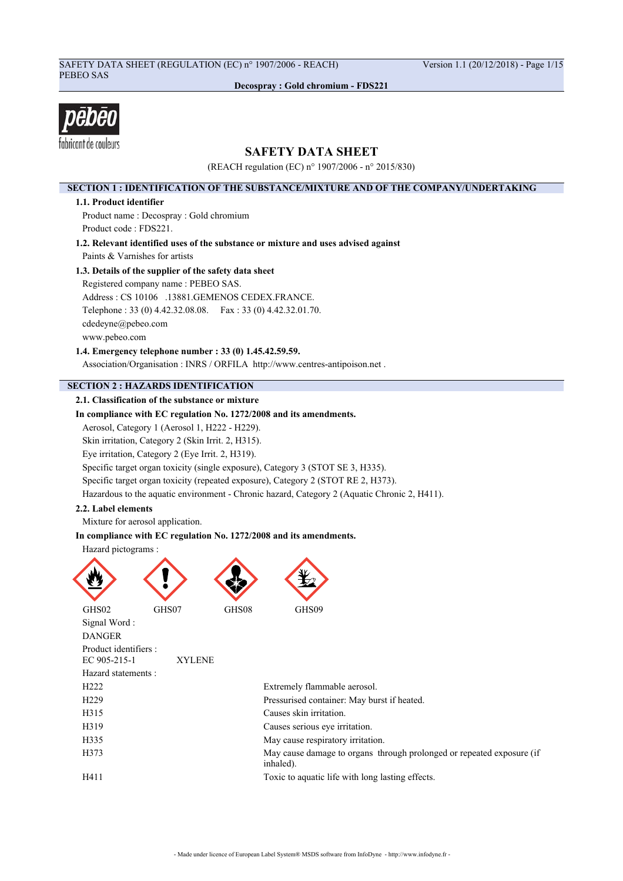# SAFETY DATA SHEET

(REACH regulation (EC) n° 1907/2006 - n° 2015/830)

## SECTION 1 : IDENTIFICATION OF THE SUBSTANCE/MIXTURE AND OF THE COMPANY/UNDERTAKING

### 1.1. Product identifier

Product name : Decospray : Gold chromium

Product code : FDS221.

### 1.2. Relevant identified uses of the substance or mixture and uses advised against

Paints & Varnishes for artists

### 1.3. Details of the supplier of the safety data sheet

Registered company name : PEBEO SAS.

Address : CS 10106 .13881.GEMENOS CEDEX.FRANCE.

Telephone : 33 (0) 4.42.32.08.08. Fax : 33 (0) 4.42.32.01.70.

cdedeyne@pebeo.com

www.pebeo.com

### 1.4. Emergency telephone number : 33 (0) 1.45.42.59.59.

Association/Organisation : INRS / ORFILA http://www.centres-antipoison.net .

## SECTION 2 : HAZARDS IDENTIFICATION

### 2.1. Classification of the substance or mixture

**In compliance with EC regulation No. 1272/2008 and its amendments.**

Aerosol, Category 1 (Aerosol 1, H222 - H229).

Skin irritation, Category 2 (Skin Irrit. 2, H315).

Eye irritation, Category 2 (Eye Irrit. 2, H319).

Specific target organ toxicity (single exposure), Category 3 (STOT SE 3, H335).

Specific target organ toxicity (repeated exposure), Category 2 (STOT RE 2, H373).

Hazardous to the aquatic environment - Chronic hazard, Category 2 (Aquatic Chronic 2, H411).

### 2.2. Label elements

Mixture for aerosol application.

**In compliance with EC regulation No. 1272/2008 and its amendments.**

Hazard pictograms :

GHS02 GHS07 GHS08 GHS09

Signal Word :

DANGER

Product identifiers :

| | |
|---|---|
| EC 905-215-1 | XYLENE |

Hazard statements :

| | |
|---|---|
| H222 | Extremely flammable aerosol. |
| H229 | Pressurised container: May burst if heated. |
| H315 | Causes skin irritation. |
| H319 | Causes serious eye irritation. |
| H335 | May cause respiratory irritation. |
| H373 | May cause damage to organs through prolonged or repeated exposure (if inhaled). |
| H411 | Toxic to aquatic life with long lasting effects. |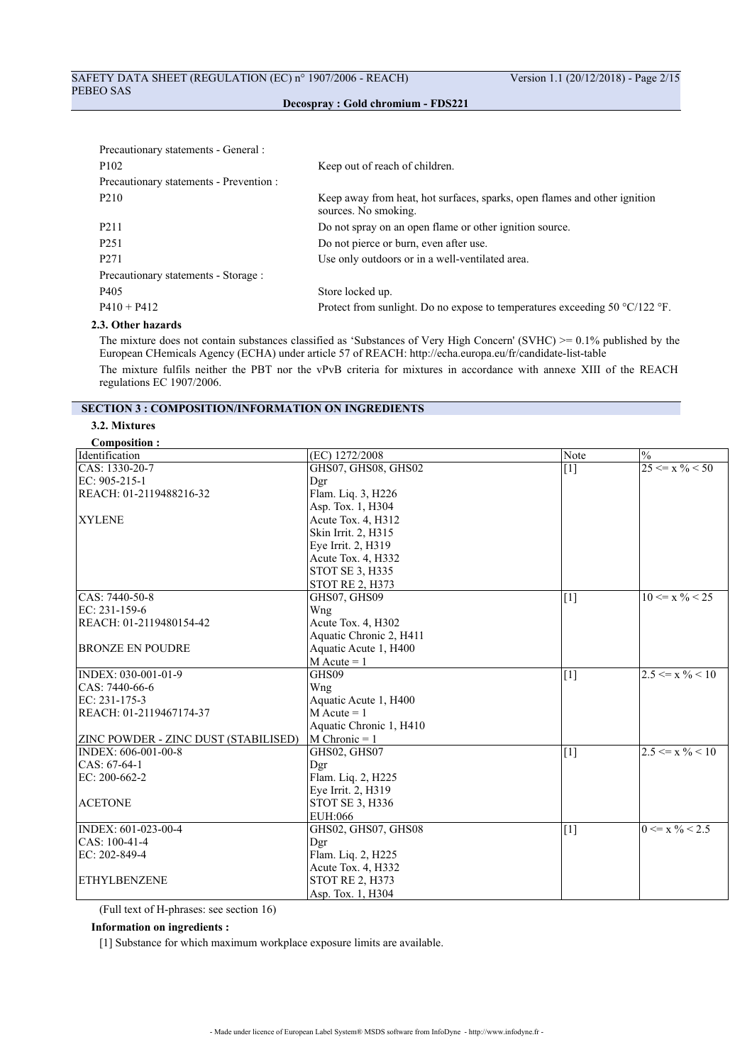Precautionary statements - General :

| | |
|---|---|
| P102 | Keep out of reach of children. |

Precautionary statements - Prevention :

| | |
|---|---|
| P210 | Keep away from heat, hot surfaces, sparks, open flames and other ignition sources. No smoking. |
| P211 | Do not spray on an open flame or other ignition source. |
| P251 | Do not pierce or burn, even after use. |
| P271 | Use only outdoors or in a well-ventilated area. |

Precautionary statements - Storage :

| | |
|---|---|
| P405 | Store locked up. |
| P410 + P412 | Protect from sunlight. Do no expose to temperatures exceeding 50 °C/122 °F. |

### 2.3. Other hazards

The mixture does not contain substances classified as 'Substances of Very High Concern' (SVHC) >= 0.1% published by the European CHemicals Agency (ECHA) under article 57 of REACH: http://echa.europa.eu/fr/candidate-list-table

The mixture fulfils neither the PBT nor the vPvB criteria for mixtures in accordance with annexe XIII of the REACH regulations EC 1907/2006.

## SECTION 3 : COMPOSITION/INFORMATION ON INGREDIENTS

### 3.2. Mixtures

**Composition :**

| Identification | (EC) 1272/2008 | Note | % |
|---|---|---|---|
| CAS: 1330-20-7<br>EC: 905-215-1<br>REACH: 01-2119488216-32<br><br>XYLENE | GHS07, GHS08, GHS02<br>Dgr<br>Flam. Liq. 3, H226<br>Asp. Tox. 1, H304<br>Acute Tox. 4, H312<br>Skin Irrit. 2, H315<br>Eye Irrit. 2, H319<br>Acute Tox. 4, H332<br>STOT SE 3, H335<br>STOT RE 2, H373 | [1] | 25 <= x % < 50 |
| CAS: 7440-50-8<br>EC: 231-159-6<br>REACH: 01-2119480154-42<br><br>BRONZE EN POUDRE | GHS07, GHS09<br>Wng<br>Acute Tox. 4, H302<br>Aquatic Chronic 2, H411<br>Aquatic Acute 1, H400<br>M Acute = 1 | [1] | 10 <= x % < 25 |
| INDEX: 030-001-01-9<br>CAS: 7440-66-6<br>EC: 231-175-3<br>REACH: 01-2119467174-37<br><br>ZINC POWDER - ZINC DUST (STABILISED) | GHS09<br>Wng<br>Aquatic Acute 1, H400<br>M Acute = 1<br>Aquatic Chronic 1, H410<br>M Chronic = 1 | [1] | 2.5 <= x % < 10 |
| INDEX: 606-001-00-8<br>CAS: 67-64-1<br>EC: 200-662-2<br><br>ACETONE | GHS02, GHS07<br>Dgr<br>Flam. Liq. 2, H225<br>Eye Irrit. 2, H319<br>STOT SE 3, H336<br>EUH:066 | [1] | 2.5 <= x % < 10 |
| INDEX: 601-023-00-4<br>CAS: 100-41-4<br>EC: 202-849-4<br><br>ETHYLBENZENE | GHS02, GHS07, GHS08<br>Dgr<br>Flam. Liq. 2, H225<br>Acute Tox. 4, H332<br>STOT RE 2, H373<br>Asp. Tox. 1, H304 | [1] | 0 <= x % < 2.5 |

(Full text of H-phrases: see section 16)

**Information on ingredients :**

[1] Substance for which maximum workplace exposure limits are available.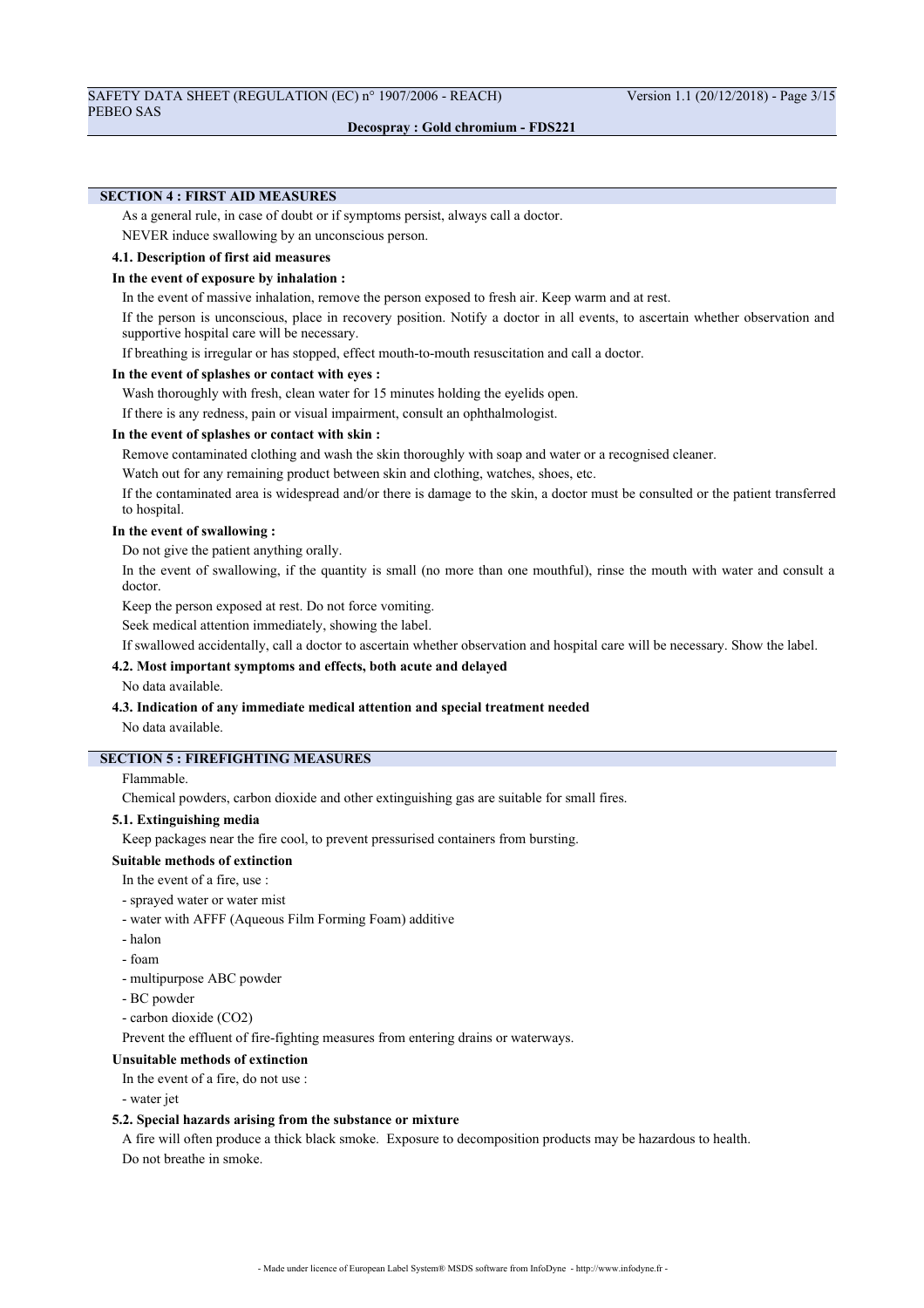## SECTION 4 : FIRST AID MEASURES

As a general rule, in case of doubt or if symptoms persist, always call a doctor.

NEVER induce swallowing by an unconscious person.

### 4.1. Description of first aid measures

**In the event of exposure by inhalation :**

In the event of massive inhalation, remove the person exposed to fresh air. Keep warm and at rest.

If the person is unconscious, place in recovery position. Notify a doctor in all events, to ascertain whether observation and supportive hospital care will be necessary.

If breathing is irregular or has stopped, effect mouth-to-mouth resuscitation and call a doctor.

**In the event of splashes or contact with eyes :**

Wash thoroughly with fresh, clean water for 15 minutes holding the eyelids open.

If there is any redness, pain or visual impairment, consult an ophthalmologist.

**In the event of splashes or contact with skin :**

Remove contaminated clothing and wash the skin thoroughly with soap and water or a recognised cleaner.

Watch out for any remaining product between skin and clothing, watches, shoes, etc.

If the contaminated area is widespread and/or there is damage to the skin, a doctor must be consulted or the patient transferred to hospital.

**In the event of swallowing :**

Do not give the patient anything orally.

In the event of swallowing, if the quantity is small (no more than one mouthful), rinse the mouth with water and consult a doctor.

Keep the person exposed at rest. Do not force vomiting.

Seek medical attention immediately, showing the label.

If swallowed accidentally, call a doctor to ascertain whether observation and hospital care will be necessary. Show the label.

### 4.2. Most important symptoms and effects, both acute and delayed

No data available.

### 4.3. Indication of any immediate medical attention and special treatment needed

No data available.

## SECTION 5 : FIREFIGHTING MEASURES

Flammable.

Chemical powders, carbon dioxide and other extinguishing gas are suitable for small fires.

### 5.1. Extinguishing media

Keep packages near the fire cool, to prevent pressurised containers from bursting.

**Suitable methods of extinction**

In the event of a fire, use :

- sprayed water or water mist
- water with AFFF (Aqueous Film Forming Foam) additive
- halon
- foam
- multipurpose ABC powder
- BC powder
- carbon dioxide ($CO_2$)

Prevent the effluent of fire-fighting measures from entering drains or waterways.

**Unsuitable methods of extinction**

In the event of a fire, do not use :

- water jet

### 5.2. Special hazards arising from the substance or mixture

A fire will often produce a thick black smoke. Exposure to decomposition products may be hazardous to health.

Do not breathe in smoke.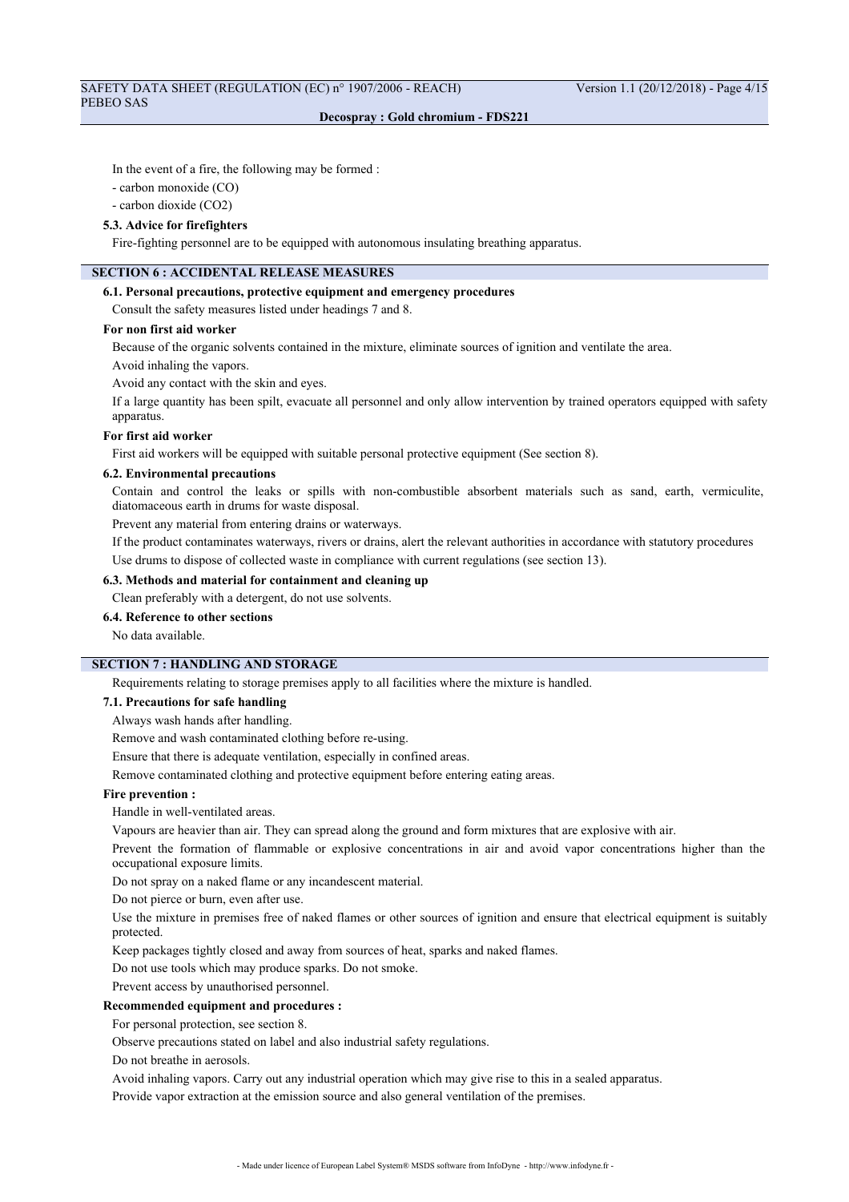In the event of a fire, the following may be formed :

- carbon monoxide (CO)
- carbon dioxide ($CO_2$)

### 5.3. Advice for firefighters

Fire-fighting personnel are to be equipped with autonomous insulating breathing apparatus.

## SECTION 6 : ACCIDENTAL RELEASE MEASURES

### 6.1. Personal precautions, protective equipment and emergency procedures

Consult the safety measures listed under headings 7 and 8.

**For non first aid worker**

Because of the organic solvents contained in the mixture, eliminate sources of ignition and ventilate the area.

Avoid inhaling the vapors.

Avoid any contact with the skin and eyes.

If a large quantity has been spilt, evacuate all personnel and only allow intervention by trained operators equipped with safety apparatus.

**For first aid worker**

First aid workers will be equipped with suitable personal protective equipment (See section 8).

### 6.2. Environmental precautions

Contain and control the leaks or spills with non-combustible absorbent materials such as sand, earth, vermiculite, diatomaceous earth in drums for waste disposal.

Prevent any material from entering drains or waterways.

If the product contaminates waterways, rivers or drains, alert the relevant authorities in accordance with statutory procedures

Use drums to dispose of collected waste in compliance with current regulations (see section 13).

### 6.3. Methods and material for containment and cleaning up

Clean preferably with a detergent, do not use solvents.

### 6.4. Reference to other sections

No data available.

## SECTION 7 : HANDLING AND STORAGE

Requirements relating to storage premises apply to all facilities where the mixture is handled.

### 7.1. Precautions for safe handling

Always wash hands after handling.

Remove and wash contaminated clothing before re-using.

Ensure that there is adequate ventilation, especially in confined areas.

Remove contaminated clothing and protective equipment before entering eating areas.

**Fire prevention :**

Handle in well-ventilated areas.

Vapours are heavier than air. They can spread along the ground and form mixtures that are explosive with air.

Prevent the formation of flammable or explosive concentrations in air and avoid vapor concentrations higher than the occupational exposure limits.

Do not spray on a naked flame or any incandescent material.

Do not pierce or burn, even after use.

Use the mixture in premises free of naked flames or other sources of ignition and ensure that electrical equipment is suitably protected.

Keep packages tightly closed and away from sources of heat, sparks and naked flames.

Do not use tools which may produce sparks. Do not smoke.

Prevent access by unauthorised personnel.

**Recommended equipment and procedures :**

For personal protection, see section 8.

Observe precautions stated on label and also industrial safety regulations.

Do not breathe in aerosols.

Avoid inhaling vapors. Carry out any industrial operation which may give rise to this in a sealed apparatus.

Provide vapor extraction at the emission source and also general ventilation of the premises.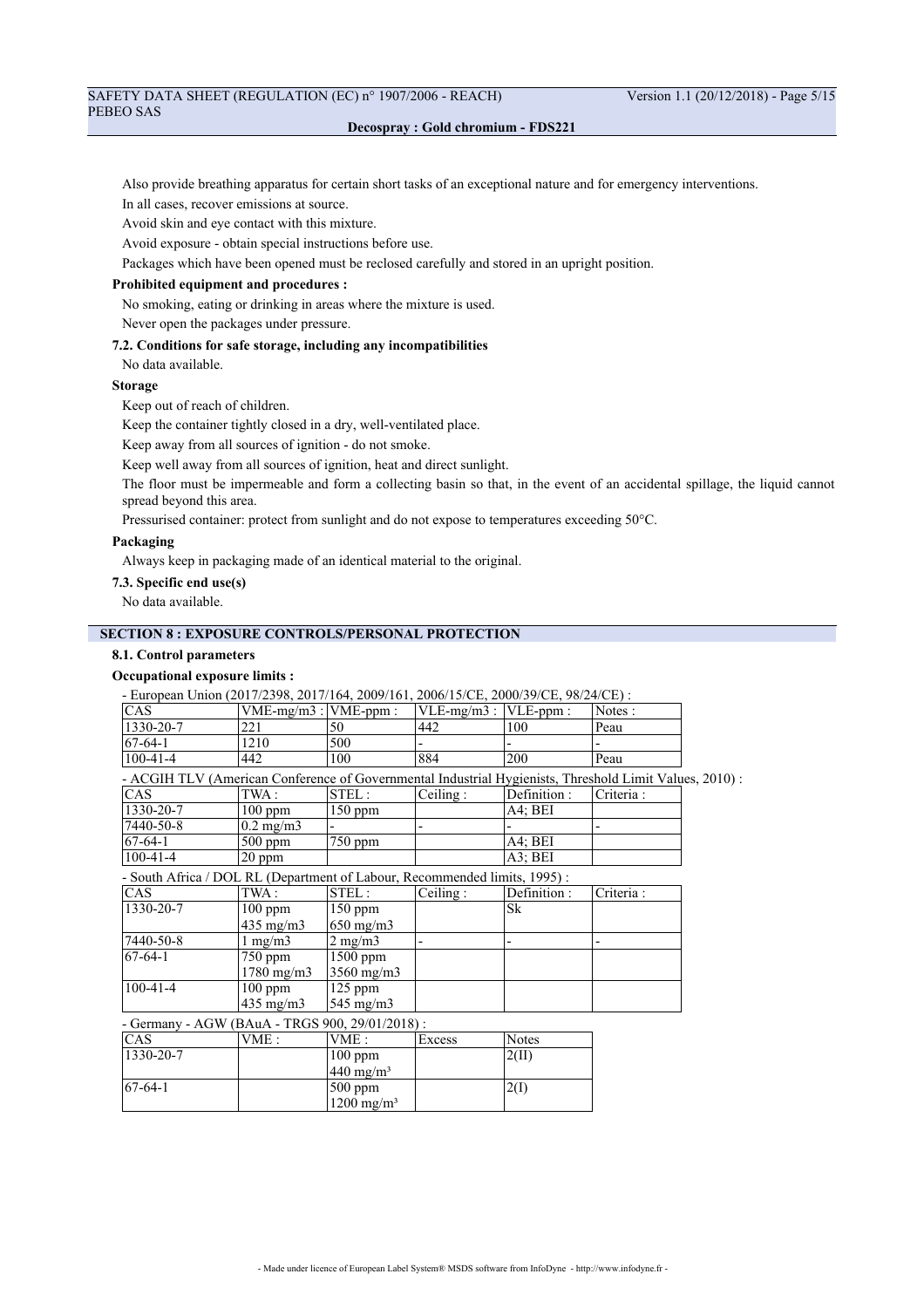Also provide breathing apparatus for certain short tasks of an exceptional nature and for emergency interventions.

In all cases, recover emissions at source.

Avoid skin and eye contact with this mixture.

Avoid exposure - obtain special instructions before use.

Packages which have been opened must be reclosed carefully and stored in an upright position.

**Prohibited equipment and procedures :**

No smoking, eating or drinking in areas where the mixture is used.

Never open the packages under pressure.

**7.2. Conditions for safe storage, including any incompatibilities**

No data available.

**Storage**

Keep out of reach of children.

Keep the container tightly closed in a dry, well-ventilated place.

Keep away from all sources of ignition - do not smoke.

Keep well away from all sources of ignition, heat and direct sunlight.

The floor must be impermeable and form a collecting basin so that, in the event of an accidental spillage, the liquid cannot spread beyond this area.

Pressurised container: protect from sunlight and do not expose to temperatures exceeding 50°C.

**Packaging**

Always keep in packaging made of an identical material to the original.

**7.3. Specific end use(s)**

No data available.

## SECTION 8 : EXPOSURE CONTROLS/PERSONAL PROTECTION

**8.1. Control parameters**

**Occupational exposure limits :**

- European Union (2017/2398, 2017/164, 2009/161, 2006/15/CE, 2000/39/CE, 98/24/CE) :

| CAS | VME-mg/m3 : | VME-ppm : | VLE-mg/m3 : | VLE-ppm : | Notes : |
|---|---|---|---|---|---|
| 1330-20-7 | 221 | 50 | 442 | 100 | Peau |
| 67-64-1 | 1210 | 500 | - | - | - |
| 100-41-4 | 442 | 100 | 884 | 200 | Peau |

- ACGIH TLV (American Conference of Governmental Industrial Hygienists, Threshold Limit Values, 2010) :

| CAS | TWA : | STEL : | Ceiling : | Definition : | Criteria : |
|---|---|---|---|---|---|
| 1330-20-7 | 100 ppm | 150 ppm | | A4; BEI | |
| 7440-50-8 | 0.2 mg/m3 | - | - | - | - |
| 67-64-1 | 500 ppm | 750 ppm | | A4; BEI | |
| 100-41-4 | 20 ppm | | | A3; BEI | |

- South Africa / DOL RL (Department of Labour, Recommended limits, 1995) :

| CAS | TWA : | STEL : | Ceiling : | Definition : | Criteria : |
|---|---|---|---|---|---|
| 1330-20-7 | 100 ppm 435 mg/m3 | 150 ppm 650 mg/m3 | | Sk | |
| 7440-50-8 | 1 mg/m3 | 2 mg/m3 | - | - | - |
| 67-64-1 | 750 ppm 1780 mg/m3 | 1500 ppm 3560 mg/m3 | | | |
| 100-41-4 | 100 ppm 435 mg/m3 | 125 ppm 545 mg/m3 | | | |

- Germany - AGW (BAuA - TRGS 900, 29/01/2018) :

| CAS | VME : | VME : | Excess | Notes |
|---|---|---|---|---|
| 1330-20-7 | | 100 ppm 440 mg/m³ | | 2(II) |
| 67-64-1 | | 500 ppm 1200 mg/m³ | | 2(I) |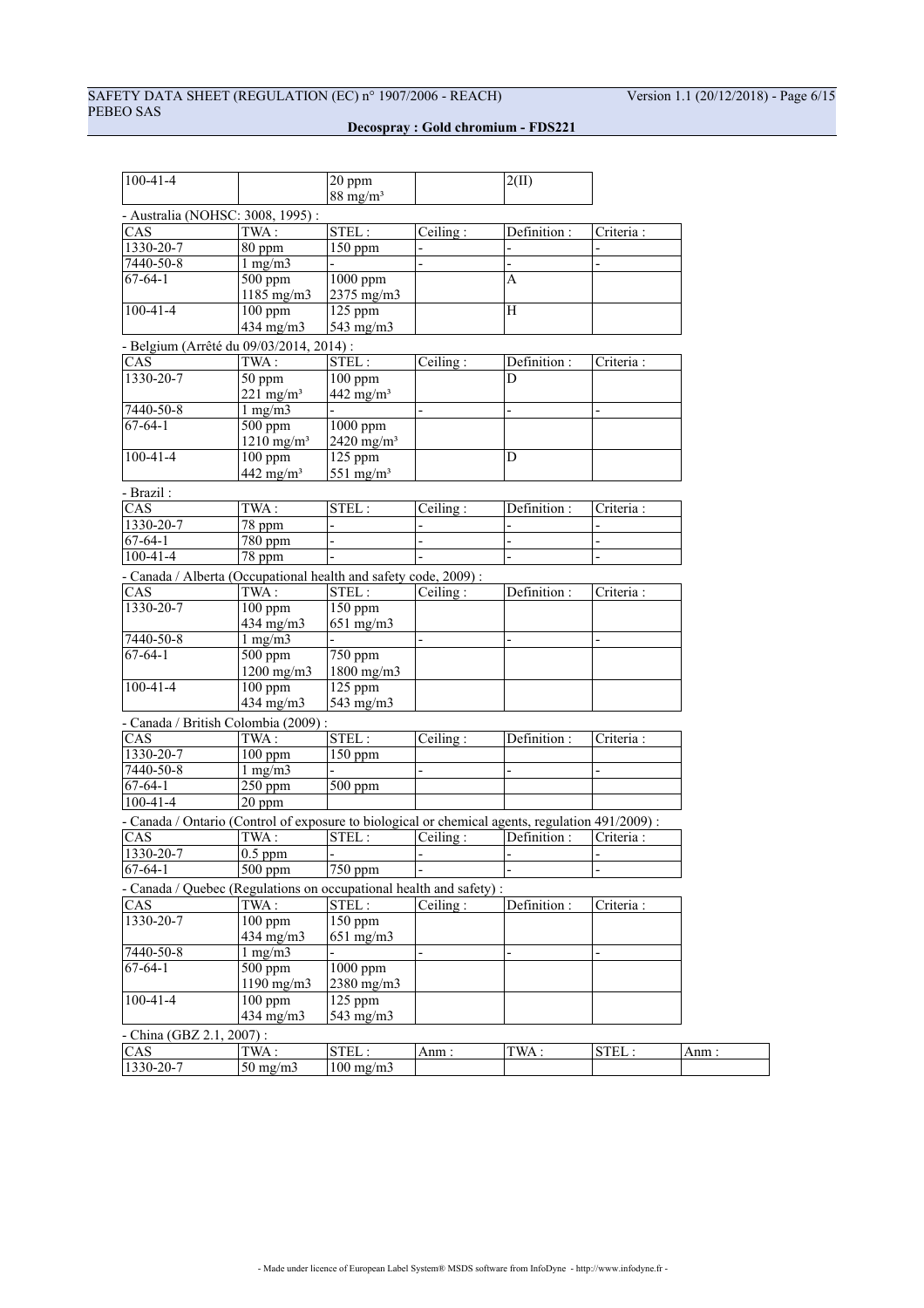| | | | | | |
|---|---|---|---|---|---|
| 100-41-4 | | 20 ppm<br>88 mg/m³ | | 2(II) | |

- Australia (NOHSC: 3008, 1995) :

| CAS | TWA : | STEL : | Ceiling : | Definition : | Criteria : |
|---|---|---|---|---|---|
| 1330-20-7 | 80 ppm | 150 ppm | - | - | - |
| 7440-50-8 | 1 mg/m3 | - | - | - | - |
| 67-64-1 | 500 ppm<br>1185 mg/m3 | 1000 ppm<br>2375 mg/m3 | | A | |
| 100-41-4 | 100 ppm<br>434 mg/m3 | 125 ppm<br>543 mg/m3 | | H | |

- Belgium (Arrêté du 09/03/2014, 2014) :

| CAS | TWA : | STEL : | Ceiling : | Definition : | Criteria : |
|---|---|---|---|---|---|
| 1330-20-7 | 50 ppm<br>221 mg/m³ | 100 ppm<br>442 mg/m³ | | D | |
| 7440-50-8 | 1 mg/m3 | - | - | - | - |
| 67-64-1 | 500 ppm<br>1210 mg/m³ | 1000 ppm<br>2420 mg/m³ | | | |
| 100-41-4 | 100 ppm<br>442 mg/m³ | 125 ppm<br>551 mg/m³ | | D | |

- Brazil :

| CAS | TWA : | STEL : | Ceiling : | Definition : | Criteria : |
|---|---|---|---|---|---|
| 1330-20-7 | 78 ppm | - | - | - | - |
| 67-64-1 | 780 ppm | - | - | - | - |
| 100-41-4 | 78 ppm | - | - | - | - |

- Canada / Alberta (Occupational health and safety code, 2009) :

| CAS | TWA : | STEL : | Ceiling : | Definition : | Criteria : |
|---|---|---|---|---|---|
| 1330-20-7 | 100 ppm<br>434 mg/m3 | 150 ppm<br>651 mg/m3 | | | |
| 7440-50-8 | 1 mg/m3 | - | - | - | - |
| 67-64-1 | 500 ppm<br>1200 mg/m3 | 750 ppm<br>1800 mg/m3 | | | |
| 100-41-4 | 100 ppm<br>434 mg/m3 | 125 ppm<br>543 mg/m3 | | | |

- Canada / British Colombia (2009) :

| CAS | TWA : | STEL : | Ceiling : | Definition : | Criteria : |
|---|---|---|---|---|---|
| 1330-20-7 | 100 ppm | 150 ppm | | | |
| 7440-50-8 | 1 mg/m3 | - | - | - | - |
| 67-64-1 | 250 ppm | 500 ppm | | | |
| 100-41-4 | 20 ppm | | | | |

- Canada / Ontario (Control of exposure to biological or chemical agents, regulation 491/2009) :

| CAS | TWA : | STEL : | Ceiling : | Definition : | Criteria : |
|---|---|---|---|---|---|
| 1330-20-7 | 0.5 ppm | - | - | - | - |
| 67-64-1 | 500 ppm | 750 ppm | - | - | - |

- Canada / Quebec (Regulations on occupational health and safety) :

| CAS | TWA : | STEL : | Ceiling : | Definition : | Criteria : |
|---|---|---|---|---|---|
| 1330-20-7 | 100 ppm<br>434 mg/m3 | 150 ppm<br>651 mg/m3 | | | |
| 7440-50-8 | 1 mg/m3 | - | - | - | - |
| 67-64-1 | 500 ppm<br>1190 mg/m3 | 1000 ppm<br>2380 mg/m3 | | | |
| 100-41-4 | 100 ppm<br>434 mg/m3 | 125 ppm<br>543 mg/m3 | | | |

- China (GBZ 2.1, 2007) :

| CAS | TWA : | STEL : | Anm : | TWA : | STEL : | Anm : |
|---|---|---|---|---|---|---|
| 1330-20-7 | 50 mg/m3 | 100 mg/m3 | | | | |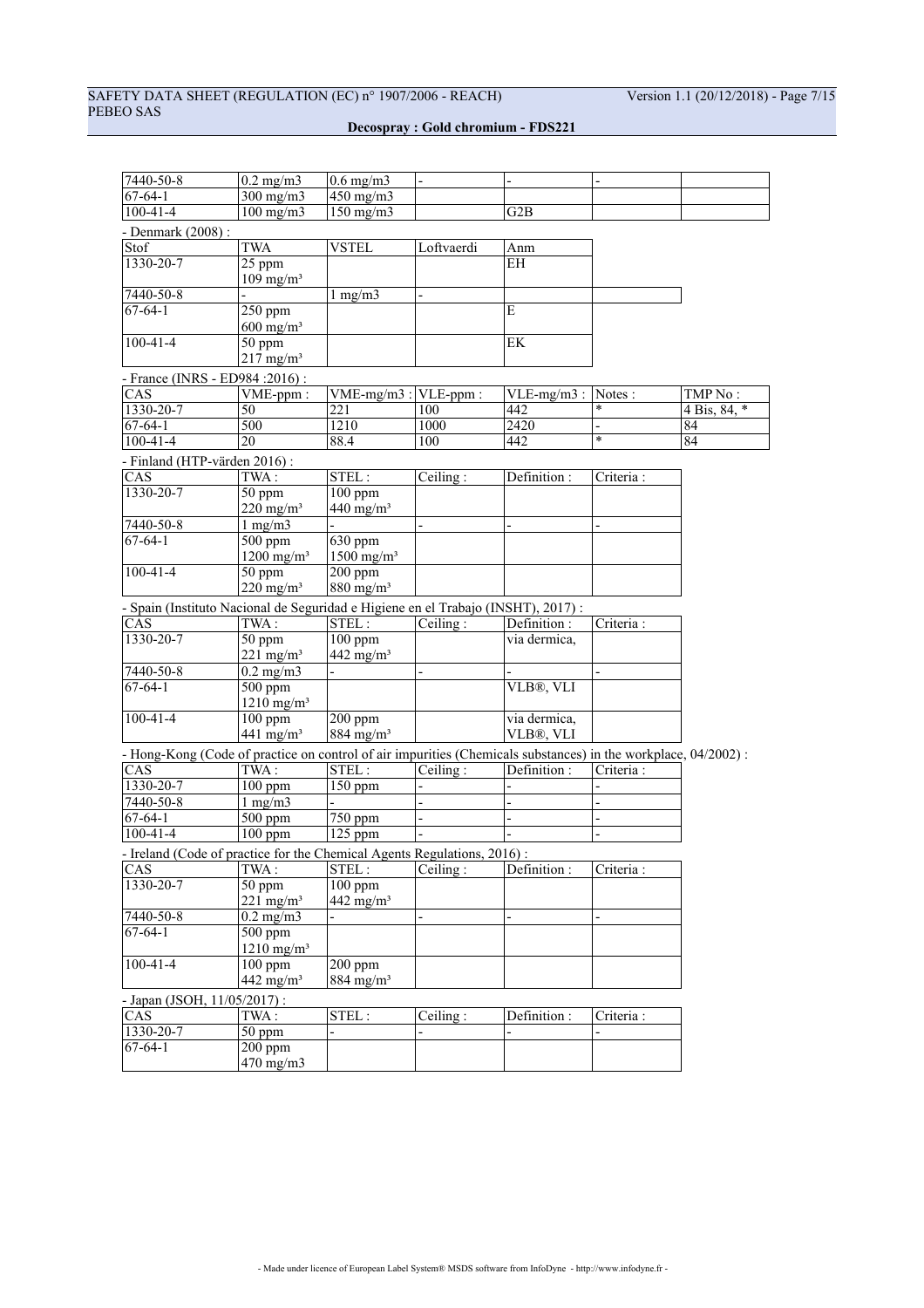| 7440-50-8 | 0.2 mg/m3 | 0.6 mg/m3 | - | - | - | |
|---|---|---|---|---|---|---|
| 67-64-1 | 300 mg/m3 | 450 mg/m3 | | | | |
| 100-41-4 | 100 mg/m3 | 150 mg/m3 | | G2B | | |

- Denmark (2008) :

| Stof | TWA | VSTEL | Loftvaerdi | Anm |
|---|---|---|---|---|
| 1330-20-7 | 25 ppm<br>109 mg/m³ | | | EH |
| 7440-50-8 | - | 1 mg/m3 | - | |
| 67-64-1 | 250 ppm<br>600 mg/m³ | | | E |
| 100-41-4 | 50 ppm<br>217 mg/m³ | | | EK |

- France (INRS - ED984 :2016) :

| CAS | VME-ppm : | VME-mg/m3 : | VLE-ppm : | VLE-mg/m3 : | Notes : | TMP No : |
|---|---|---|---|---|---|---|
| 1330-20-7 | 50 | 221 | 100 | 442 | * | 4 Bis, 84, * |
| 67-64-1 | 500 | 1210 | 1000 | 2420 | - | 84 |
| 100-41-4 | 20 | 88.4 | 100 | 442 | * | 84 |

- Finland (HTP-värden 2016) :

| CAS | TWA : | STEL : | Ceiling : | Definition : | Criteria : |
|---|---|---|---|---|---|
| 1330-20-7 | 50 ppm<br>220 mg/m³ | 100 ppm<br>440 mg/m³ | | | |
| 7440-50-8 | 1 mg/m3 | - | - | - | - |
| 67-64-1 | 500 ppm<br>1200 mg/m³ | 630 ppm<br>1500 mg/m³ | | | |
| 100-41-4 | 50 ppm<br>220 mg/m³ | 200 ppm<br>880 mg/m³ | | | |

- Spain (Instituto Nacional de Seguridad e Higiene en el Trabajo (INSHT), 2017) :

| CAS | TWA : | STEL : | Ceiling : | Definition : | Criteria : |
|---|---|---|---|---|---|
| 1330-20-7 | 50 ppm<br>221 mg/m³ | 100 ppm<br>442 mg/m³ | | via dermica, | |
| 7440-50-8 | 0.2 mg/m3 | - | - | - | - |
| 67-64-1 | 500 ppm<br>1210 mg/m³ | | | VLB®, VLI | |
| 100-41-4 | 100 ppm<br>441 mg/m³ | 200 ppm<br>884 mg/m³ | | via dermica,<br>VLB®, VLI | |

- Hong-Kong (Code of practice on control of air impurities (Chemicals substances) in the workplace, 04/2002) :

| CAS | TWA : | STEL : | Ceiling : | Definition : | Criteria : |
|---|---|---|---|---|---|
| 1330-20-7 | 100 ppm | 150 ppm | - | - | - |
| 7440-50-8 | 1 mg/m3 | - | - | - | - |
| 67-64-1 | 500 ppm | 750 ppm | - | - | - |
| 100-41-4 | 100 ppm | 125 ppm | - | - | - |

- Ireland (Code of practice for the Chemical Agents Regulations, 2016) :

| CAS | TWA : | STEL : | Ceiling : | Definition : | Criteria : |
|---|---|---|---|---|---|
| 1330-20-7 | 50 ppm<br>221 mg/m³ | 100 ppm<br>442 mg/m³ | | | |
| 7440-50-8 | 0.2 mg/m3 | - | - | - | - |
| 67-64-1 | 500 ppm<br>1210 mg/m³ | | | | |
| 100-41-4 | 100 ppm<br>442 mg/m³ | 200 ppm<br>884 mg/m³ | | | |

- Japan (JSOH, 11/05/2017) :

| CAS | TWA : | STEL : | Ceiling : | Definition : | Criteria : |
|---|---|---|---|---|---|
| 1330-20-7 | 50 ppm | - | - | - | - |
| 67-64-1 | 200 ppm<br>470 mg/m3 | | | | |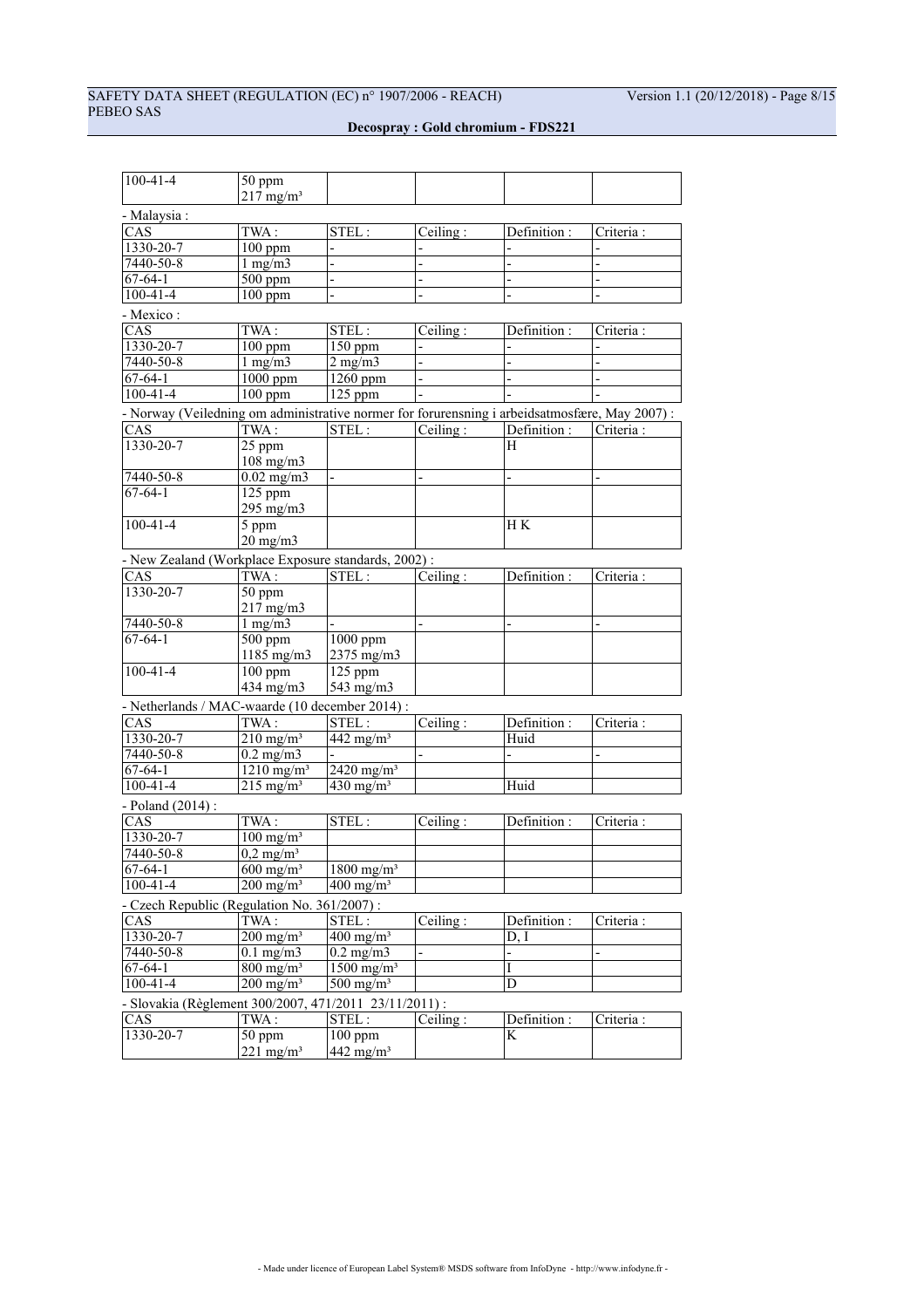| | | | | | |
|---|---|---|---|---|---|
| 100-41-4 | 50 ppm<br>217 mg/m³ | | | | |

- Malaysia :

| CAS | TWA : | STEL : | Ceiling : | Definition : | Criteria : |
|---|---|---|---|---|---|
| 1330-20-7 | 100 ppm | - | - | - | - |
| 7440-50-8 | 1 mg/m3 | - | - | - | - |
| 67-64-1 | 500 ppm | - | - | - | - |
| 100-41-4 | 100 ppm | - | - | - | - |

- Mexico :

| CAS | TWA : | STEL : | Ceiling : | Definition : | Criteria : |
|---|---|---|---|---|---|
| 1330-20-7 | 100 ppm | 150 ppm | - | - | - |
| 7440-50-8 | 1 mg/m3 | 2 mg/m3 | - | - | - |
| 67-64-1 | 1000 ppm | 1260 ppm | - | - | - |
| 100-41-4 | 100 ppm | 125 ppm | - | - | - |

- Norway (Veiledning om administrative normer for forurensning i arbeidsatmosfære, May 2007) :

| CAS | TWA : | STEL : | Ceiling : | Definition : | Criteria : |
|---|---|---|---|---|---|
| 1330-20-7 | 25 ppm<br>108 mg/m3 | | | H | |
| 7440-50-8 | 0.02 mg/m3 | - | - | - | - |
| 67-64-1 | 125 ppm<br>295 mg/m3 | | | | |
| 100-41-4 | 5 ppm<br>20 mg/m3 | | | H K | |

- New Zealand (Workplace Exposure standards, 2002) :

| CAS | TWA : | STEL : | Ceiling : | Definition : | Criteria : |
|---|---|---|---|---|---|
| 1330-20-7 | 50 ppm<br>217 mg/m3 | | | | |
| 7440-50-8 | 1 mg/m3 | - | - | - | - |
| 67-64-1 | 500 ppm<br>1185 mg/m3 | 1000 ppm<br>2375 mg/m3 | | | |
| 100-41-4 | 100 ppm<br>434 mg/m3 | 125 ppm<br>543 mg/m3 | | | |

- Netherlands / MAC-waarde (10 december 2014) :

| CAS | TWA : | STEL : | Ceiling : | Definition : | Criteria : |
|---|---|---|---|---|---|
| 1330-20-7 | 210 mg/m³ | 442 mg/m³ | | Huid | |
| 7440-50-8 | 0.2 mg/m3 | - | - | - | - |
| 67-64-1 | 1210 mg/m³ | 2420 mg/m³ | | | |
| 100-41-4 | 215 mg/m³ | 430 mg/m³ | | Huid | |

- Poland (2014) :

| CAS | TWA : | STEL : | Ceiling : | Definition : | Criteria : |
|---|---|---|---|---|---|
| 1330-20-7 | 100 mg/m³ | | | | |
| 7440-50-8 | 0,2 mg/m³ | | | | |
| 67-64-1 | 600 mg/m³ | 1800 mg/m³ | | | |
| 100-41-4 | 200 mg/m³ | 400 mg/m³ | | | |

- Czech Republic (Regulation No. 361/2007) :

| CAS | TWA : | STEL : | Ceiling : | Definition : | Criteria : |
|---|---|---|---|---|---|
| 1330-20-7 | 200 mg/m³ | 400 mg/m³ | | D, I | |
| 7440-50-8 | 0.1 mg/m3 | 0.2 mg/m3 | - | - | - |
| 67-64-1 | 800 mg/m³ | 1500 mg/m³ | | I | |
| 100-41-4 | 200 mg/m³ | 500 mg/m³ | | D | |

- Slovakia (Règlement 300/2007, 471/2011 23/11/2011) :

| CAS | TWA : | STEL : | Ceiling : | Definition : | Criteria : |
|---|---|---|---|---|---|
| 1330-20-7 | 50 ppm<br>221 mg/m³ | 100 ppm<br>442 mg/m³ | | K | |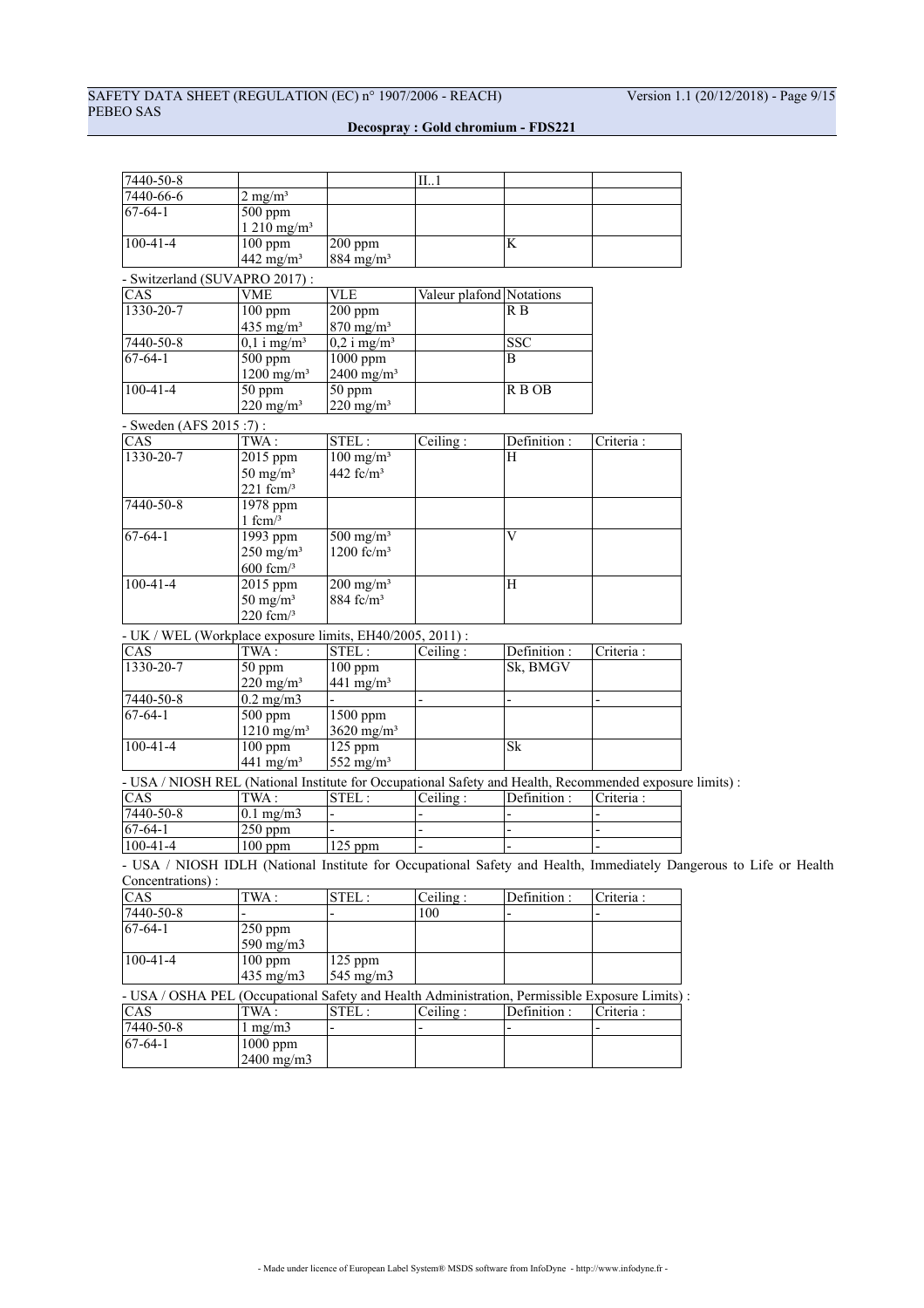| | | | | | |
|---|---|---|---|---|---|
| 7440-50-8 | | | II..1 | | |
| 7440-66-6 | 2 mg/m³ | | | | |
| 67-64-1 | 500 ppm<br>1 210 mg/m³ | | | | |
| 100-41-4 | 100 ppm<br>442 mg/m³ | 200 ppm<br>884 mg/m³ | | K | |

- Switzerland (SUVAPRO 2017) :

| CAS | VME | VLE | Valeur plafond | Notations |
|---|---|---|---|---|
| 1330-20-7 | 100 ppm<br>435 mg/m³ | 200 ppm<br>870 mg/m³ | | R B |
| 7440-50-8 | 0,1 i mg/m³ | 0,2 i mg/m³ | | SSC |
| 67-64-1 | 500 ppm<br>1200 mg/m³ | 1000 ppm<br>2400 mg/m³ | | B |
| 100-41-4 | 50 ppm<br>220 mg/m³ | 50 ppm<br>220 mg/m³ | | R B OB |

- Sweden (AFS 2015 :7) :

| CAS | TWA : | STEL : | Ceiling : | Definition : | Criteria : |
|---|---|---|---|---|---|
| 1330-20-7 | 2015 ppm<br>50 mg/m³<br>221 fcm/³ | 100 mg/m³<br>442 fc/m³ | | H | |
| 7440-50-8 | 1978 ppm<br>1 fcm/³ | | | | |
| 67-64-1 | 1993 ppm<br>250 mg/m³<br>600 fcm/³ | 500 mg/m³<br>1200 fc/m³ | | V | |
| 100-41-4 | 2015 ppm<br>50 mg/m³<br>220 fcm/³ | 200 mg/m³<br>884 fc/m³ | | H | |

- UK / WEL (Workplace exposure limits, EH40/2005, 2011) :

| CAS | TWA : | STEL : | Ceiling : | Definition : | Criteria : |
|---|---|---|---|---|---|
| 1330-20-7 | 50 ppm<br>220 mg/m³ | 100 ppm<br>441 mg/m³ | | Sk, BMGV | |
| 7440-50-8 | 0.2 mg/m3 | - | - | - | - |
| 67-64-1 | 500 ppm<br>1210 mg/m³ | 1500 ppm<br>3620 mg/m³ | | | |
| 100-41-4 | 100 ppm<br>441 mg/m³ | 125 ppm<br>552 mg/m³ | | Sk | |

- USA / NIOSH REL (National Institute for Occupational Safety and Health, Recommended exposure limits) :

| CAS | TWA : | STEL : | Ceiling : | Definition : | Criteria : |
|---|---|---|---|---|---|
| 7440-50-8 | 0.1 mg/m3 | - | - | - | - |
| 67-64-1 | 250 ppm | - | - | - | - |
| 100-41-4 | 100 ppm | 125 ppm | - | - | - |

- USA / NIOSH IDLH (National Institute for Occupational Safety and Health, Immediately Dangerous to Life or Health Concentrations) :

| CAS | TWA : | STEL : | Ceiling : | Definition : | Criteria : |
|---|---|---|---|---|---|
| 7440-50-8 | - | - | 100 | - | - |
| 67-64-1 | 250 ppm<br>590 mg/m3 | | | | |
| 100-41-4 | 100 ppm<br>435 mg/m3 | 125 ppm<br>545 mg/m3 | | | |

- USA / OSHA PEL (Occupational Safety and Health Administration, Permissible Exposure Limits) :

| CAS | TWA : | STEL : | Ceiling : | Definition : | Criteria : |
|---|---|---|---|---|---|
| 7440-50-8 | 1 mg/m3 | - | - | - | - |
| 67-64-1 | 1000 ppm<br>2400 mg/m3 | | | | |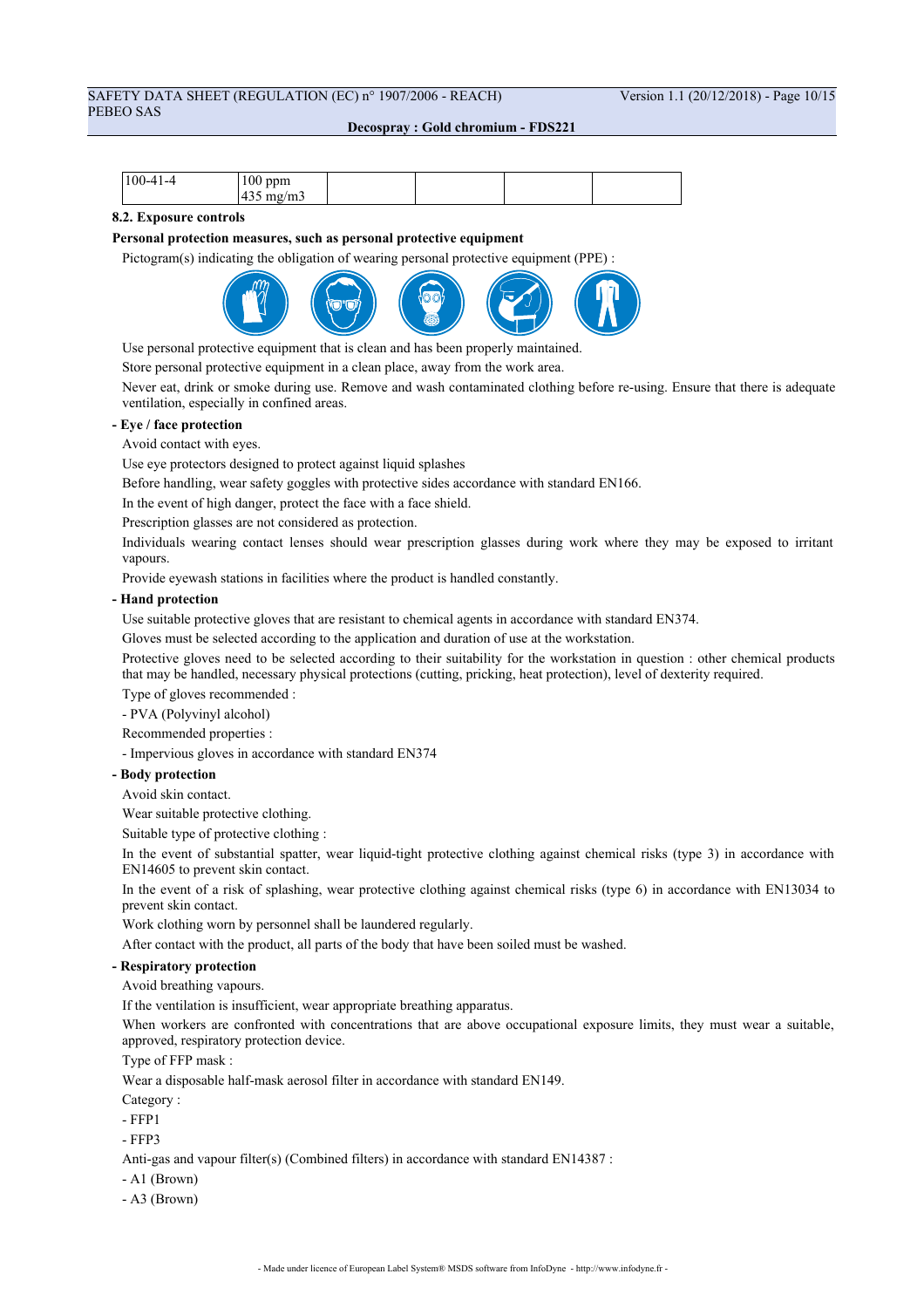| 100-41-4 | 100 ppm<br>435 mg/m3 | | | | |
|---|---|---|---|---|---|

**8.2. Exposure controls**

**Personal protection measures, such as personal protective equipment**

Pictogram(s) indicating the obligation of wearing personal protective equipment (PPE) :

Use personal protective equipment that is clean and has been properly maintained.

Store personal protective equipment in a clean place, away from the work area.

Never eat, drink or smoke during use. Remove and wash contaminated clothing before re-using. Ensure that there is adequate ventilation, especially in confined areas.

**- Eye / face protection**

Avoid contact with eyes.

Use eye protectors designed to protect against liquid splashes

Before handling, wear safety goggles with protective sides accordance with standard EN166.

In the event of high danger, protect the face with a face shield.

Prescription glasses are not considered as protection.

Individuals wearing contact lenses should wear prescription glasses during work where they may be exposed to irritant vapours.

Provide eyewash stations in facilities where the product is handled constantly.

**- Hand protection**

Use suitable protective gloves that are resistant to chemical agents in accordance with standard EN374.

Gloves must be selected according to the application and duration of use at the workstation.

Protective gloves need to be selected according to their suitability for the workstation in question : other chemical products that may be handled, necessary physical protections (cutting, pricking, heat protection), level of dexterity required.

Type of gloves recommended :

- PVA (Polyvinyl alcohol)

Recommended properties :

- Impervious gloves in accordance with standard EN374

**- Body protection**

Avoid skin contact.

Wear suitable protective clothing.

Suitable type of protective clothing :

In the event of substantial spatter, wear liquid-tight protective clothing against chemical risks (type 3) in accordance with EN14605 to prevent skin contact.

In the event of a risk of splashing, wear protective clothing against chemical risks (type 6) in accordance with EN13034 to prevent skin contact.

Work clothing worn by personnel shall be laundered regularly.

After contact with the product, all parts of the body that have been soiled must be washed.

**- Respiratory protection**

Avoid breathing vapours.

If the ventilation is insufficient, wear appropriate breathing apparatus.

When workers are confronted with concentrations that are above occupational exposure limits, they must wear a suitable, approved, respiratory protection device.

Type of FFP mask :

Wear a disposable half-mask aerosol filter in accordance with standard EN149.

Category :

- FFP1

- FFP3

Anti-gas and vapour filter(s) (Combined filters) in accordance with standard EN14387 :

- A1 (Brown)

- A3 (Brown)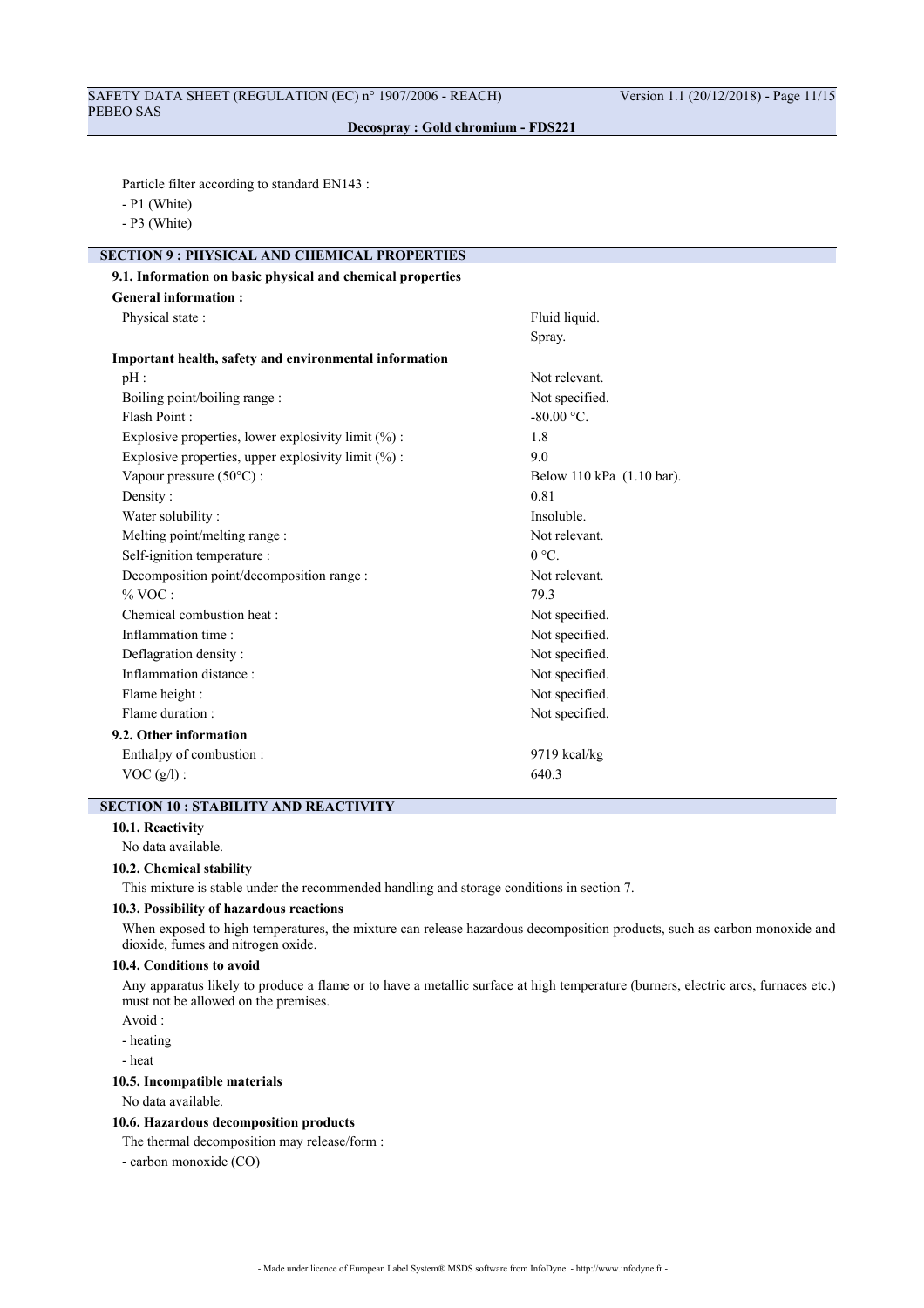Particle filter according to standard EN143 :

- P1 (White)
- P3 (White)

## SECTION 9 : PHYSICAL AND CHEMICAL PROPERTIES

### 9.1. Information on basic physical and chemical properties

**General information :**

| | |
|---|---|
| Physical state : | Fluid liquid.<br>Spray. |

**Important health, safety and environmental information**

| | |
|---|---|
| pH : | Not relevant. |
| Boiling point/boiling range : | Not specified. |
| Flash Point : | -80.00 °C. |
| Explosive properties, lower explosivity limit (%) : | 1.8 |
| Explosive properties, upper explosivity limit (%) : | 9.0 |
| Vapour pressure (50°C) : | Below 110 kPa (1.10 bar). |
| Density : | 0.81 |
| Water solubility : | Insoluble. |
| Melting point/melting range : | Not relevant. |
| Self-ignition temperature : | 0 °C. |
| Decomposition point/decomposition range : | Not relevant. |
| % VOC : | 79.3 |
| Chemical combustion heat : | Not specified. |
| Inflammation time : | Not specified. |
| Deflagration density : | Not specified. |
| Inflammation distance : | Not specified. |
| Flame height : | Not specified. |
| Flame duration : | Not specified. |

### 9.2. Other information

| | |
|---|---|
| Enthalpy of combustion : | 9719 kcal/kg |
| VOC (g/l) : | 640.3 |

## SECTION 10 : STABILITY AND REACTIVITY

### 10.1. Reactivity

No data available.

### 10.2. Chemical stability

This mixture is stable under the recommended handling and storage conditions in section 7.

### 10.3. Possibility of hazardous reactions

When exposed to high temperatures, the mixture can release hazardous decomposition products, such as carbon monoxide and dioxide, fumes and nitrogen oxide.

### 10.4. Conditions to avoid

Any apparatus likely to produce a flame or to have a metallic surface at high temperature (burners, electric arcs, furnaces etc.) must not be allowed on the premises.

Avoid :

- heating
- heat

### 10.5. Incompatible materials

No data available.

### 10.6. Hazardous decomposition products

The thermal decomposition may release/form :

- carbon monoxide (CO)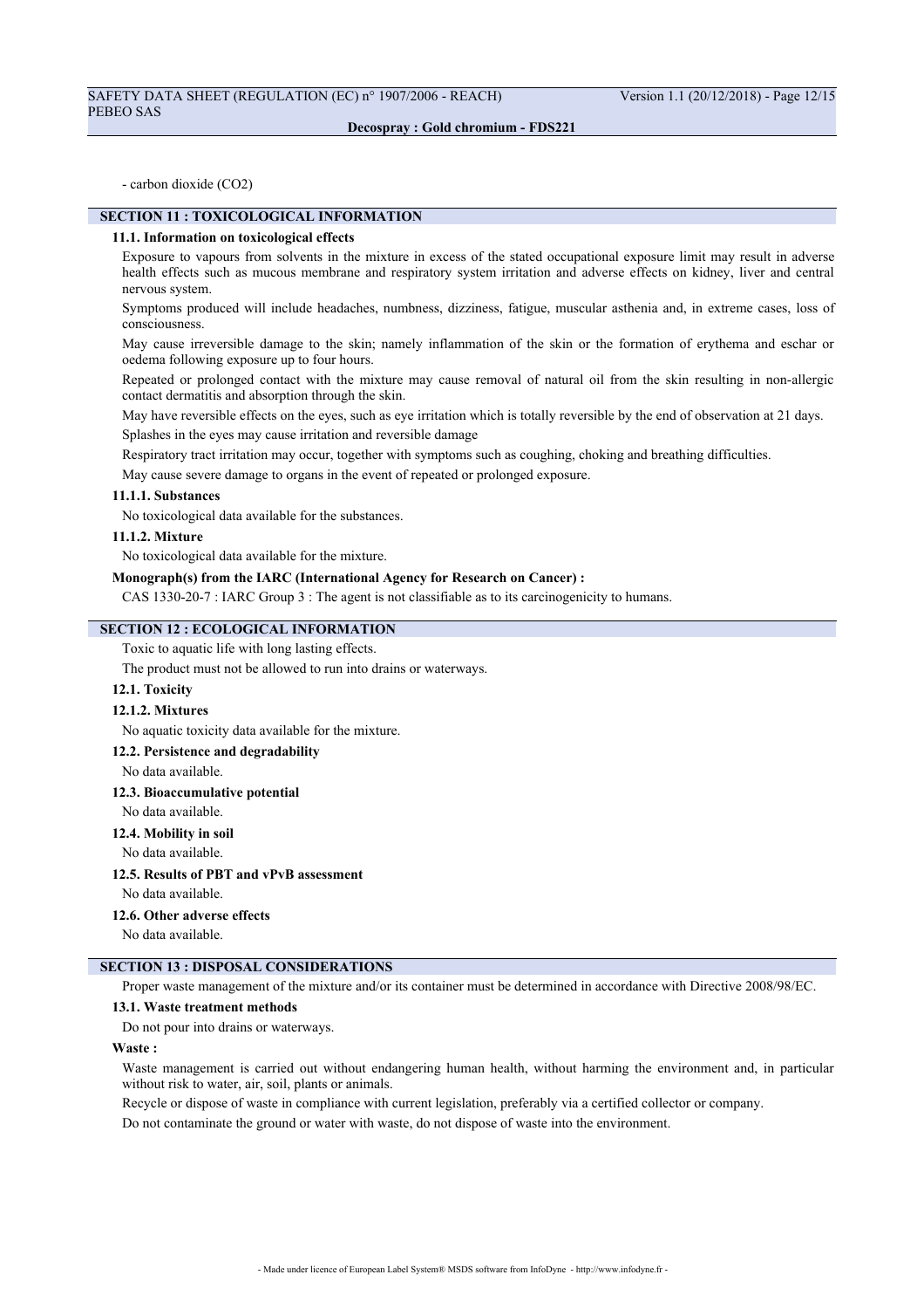- carbon dioxide ($CO_2$)

## SECTION 11 : TOXICOLOGICAL INFORMATION

### 11.1. Information on toxicological effects

Exposure to vapours from solvents in the mixture in excess of the stated occupational exposure limit may result in adverse health effects such as mucous membrane and respiratory system irritation and adverse effects on kidney, liver and central nervous system.

Symptoms produced will include headaches, numbness, dizziness, fatigue, muscular asthenia and, in extreme cases, loss of consciousness.

May cause irreversible damage to the skin; namely inflammation of the skin or the formation of erythema and eschar or oedema following exposure up to four hours.

Repeated or prolonged contact with the mixture may cause removal of natural oil from the skin resulting in non-allergic contact dermatitis and absorption through the skin.

May have reversible effects on the eyes, such as eye irritation which is totally reversible by the end of observation at 21 days.

Splashes in the eyes may cause irritation and reversible damage

Respiratory tract irritation may occur, together with symptoms such as coughing, choking and breathing difficulties.

May cause severe damage to organs in the event of repeated or prolonged exposure.

#### 11.1.1. Substances

No toxicological data available for the substances.

#### 11.1.2. Mixture

No toxicological data available for the mixture.

#### Monograph(s) from the IARC (International Agency for Research on Cancer) :

CAS 1330-20-7 : IARC Group 3 : The agent is not classifiable as to its carcinogenicity to humans.

## SECTION 12 : ECOLOGICAL INFORMATION

Toxic to aquatic life with long lasting effects.

The product must not be allowed to run into drains or waterways.

### 12.1. Toxicity

#### 12.1.2. Mixtures

No aquatic toxicity data available for the mixture.

### 12.2. Persistence and degradability

No data available.

### 12.3. Bioaccumulative potential

No data available.

### 12.4. Mobility in soil

No data available.

### 12.5. Results of PBT and vPvB assessment

No data available.

### 12.6. Other adverse effects

No data available.

## SECTION 13 : DISPOSAL CONSIDERATIONS

Proper waste management of the mixture and/or its container must be determined in accordance with Directive 2008/98/EC.

### 13.1. Waste treatment methods

Do not pour into drains or waterways.

#### Waste :

Waste management is carried out without endangering human health, without harming the environment and, in particular without risk to water, air, soil, plants or animals.

Recycle or dispose of waste in compliance with current legislation, preferably via a certified collector or company.

Do not contaminate the ground or water with waste, do not dispose of waste into the environment.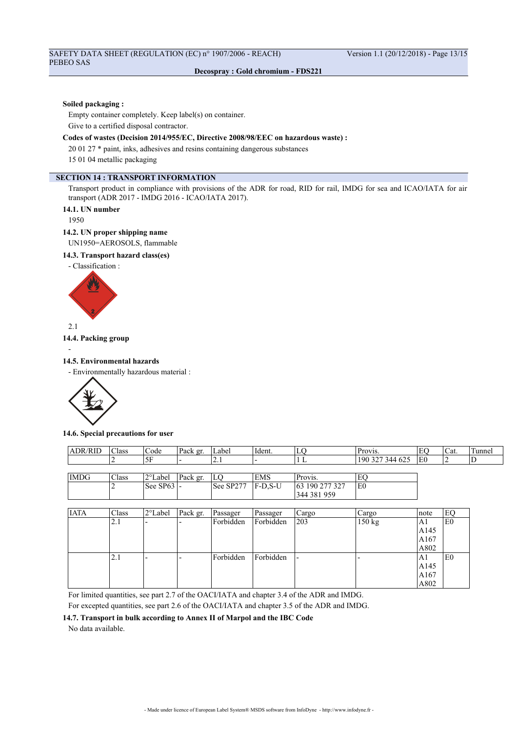**Soiled packaging :**

Empty container completely. Keep label(s) on container.

Give to a certified disposal contractor.

**Codes of wastes (Decision 2014/955/EC, Directive 2008/98/EEC on hazardous waste) :**

20 01 27 * paint, inks, adhesives and resins containing dangerous substances

15 01 04 metallic packaging

## SECTION 14 : TRANSPORT INFORMATION

Transport product in compliance with provisions of the ADR for road, RID for rail, IMDG for sea and ICAO/IATA for air transport (ADR 2017 - IMDG 2016 - ICAO/IATA 2017).

### 14.1. UN number

1950

### 14.2. UN proper shipping name

UN1950=AEROSOLS, flammable

### 14.3. Transport hazard class(es)

- Classification :

2.1

### 14.4. Packing group

-

### 14.5. Environmental hazards

- Environmentally hazardous material :

### 14.6. Special precautions for user

| ADR/RID | Class | Code | Pack gr. | Label | Ident. | LQ | Provis. | EQ | Cat. | Tunnel |
|---|---|---|---|---|---|---|---|---|---|---|
| | 2 | 5F | - | 2.1 | - | 1 L | 190 327 344 625 | E0 | 2 | D |

| IMDG | Class | 2°Label | Pack gr. | LQ | EMS | Provis. | EQ |
|---|---|---|---|---|---|---|---|
| | 2 | See SP63 | - | See SP277 | F-D,S-U | 63 190 277 327 344 381 959 | E0 |

| IATA | Class | 2°Label | Pack gr. | Passager | Passager | Cargo | Cargo | note | EQ |
|---|---|---|---|---|---|---|---|---|---|
| | 2.1 | - | - | Forbidden | Forbidden | 203 | 150 kg | A1 A145 A167 A802 | E0 |
| | 2.1 | - | - | Forbidden | Forbidden | - | - | A1 A145 A167 A802 | E0 |

For limited quantities, see part 2.7 of the OACI/IATA and chapter 3.4 of the ADR and IMDG.

For excepted quantities, see part 2.6 of the OACI/IATA and chapter 3.5 of the ADR and IMDG.

### 14.7. Transport in bulk according to Annex II of Marpol and the IBC Code

No data available.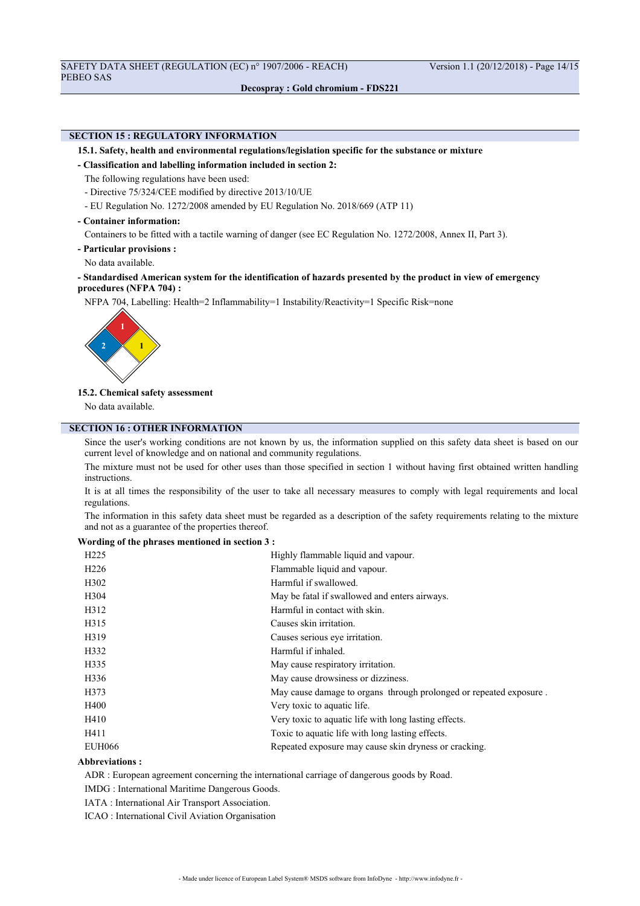## SECTION 15 : REGULATORY INFORMATION

### 15.1. Safety, health and environmental regulations/legislation specific for the substance or mixture

**- Classification and labelling information included in section 2:**

The following regulations have been used:

- Directive 75/324/CEE modified by directive 2013/10/UE
- EU Regulation No. 1272/2008 amended by EU Regulation No. 2018/669 (ATP 11)

**- Container information:**

Containers to be fitted with a tactile warning of danger (see EC Regulation No. 1272/2008, Annex II, Part 3).

**- Particular provisions :**

No data available.

**- Standardised American system for the identification of hazards presented by the product in view of emergency procedures (NFPA 704) :**

NFPA 704, Labelling: Health=2 Inflammability=1 Instability/Reactivity=1 Specific Risk=none

### 15.2. Chemical safety assessment

No data available.

## SECTION 16 : OTHER INFORMATION

Since the user's working conditions are not known by us, the information supplied on this safety data sheet is based on our current level of knowledge and on national and community regulations.

The mixture must not be used for other uses than those specified in section 1 without having first obtained written handling instructions.

It is at all times the responsibility of the user to take all necessary measures to comply with legal requirements and local regulations.

The information in this safety data sheet must be regarded as a description of the safety requirements relating to the mixture and not as a guarantee of the properties thereof.

**Wording of the phrases mentioned in section 3 :**

| | |
|---|---|
| H225 | Highly flammable liquid and vapour. |
| H226 | Flammable liquid and vapour. |
| H302 | Harmful if swallowed. |
| H304 | May be fatal if swallowed and enters airways. |
| H312 | Harmful in contact with skin. |
| H315 | Causes skin irritation. |
| H319 | Causes serious eye irritation. |
| H332 | Harmful if inhaled. |
| H335 | May cause respiratory irritation. |
| H336 | May cause drowsiness or dizziness. |
| H373 | May cause damage to organs through prolonged or repeated exposure . |
| H400 | Very toxic to aquatic life. |
| H410 | Very toxic to aquatic life with long lasting effects. |
| H411 | Toxic to aquatic life with long lasting effects. |
| EUH066 | Repeated exposure may cause skin dryness or cracking. |

**Abbreviations :**

ADR : European agreement concerning the international carriage of dangerous goods by Road.

IMDG : International Maritime Dangerous Goods.

IATA : International Air Transport Association.

ICAO : International Civil Aviation Organisation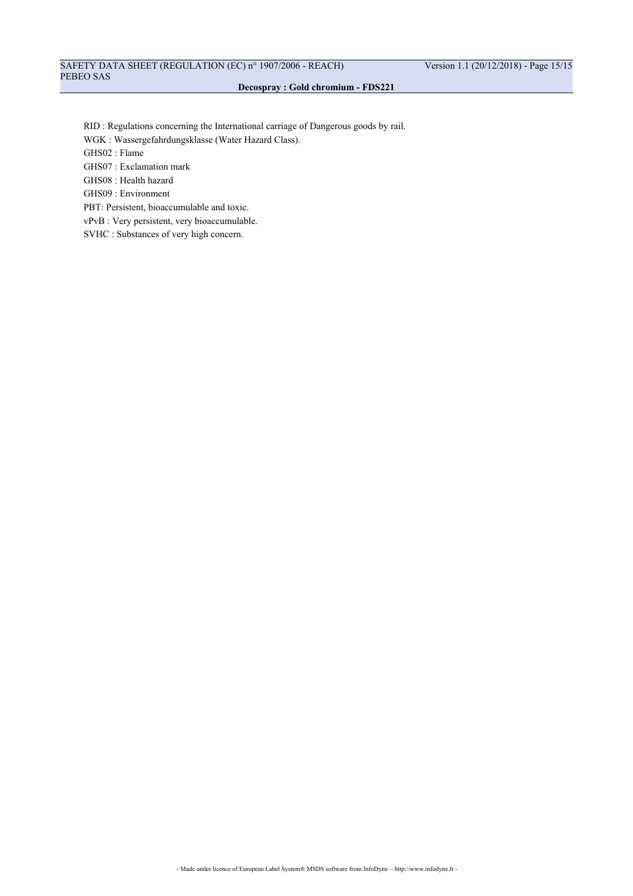RID : Regulations concerning the International carriage of Dangerous goods by rail.

WGK : Wassergefahrdungsklasse (Water Hazard Class).

GHS02 : Flame

GHS07 : Exclamation mark

GHS08 : Health hazard

GHS09 : Environment

PBT: Persistent, bioaccumulable and toxic.

vPvB : Very persistent, very bioaccumulable.

SVHC : Substances of very high concern.